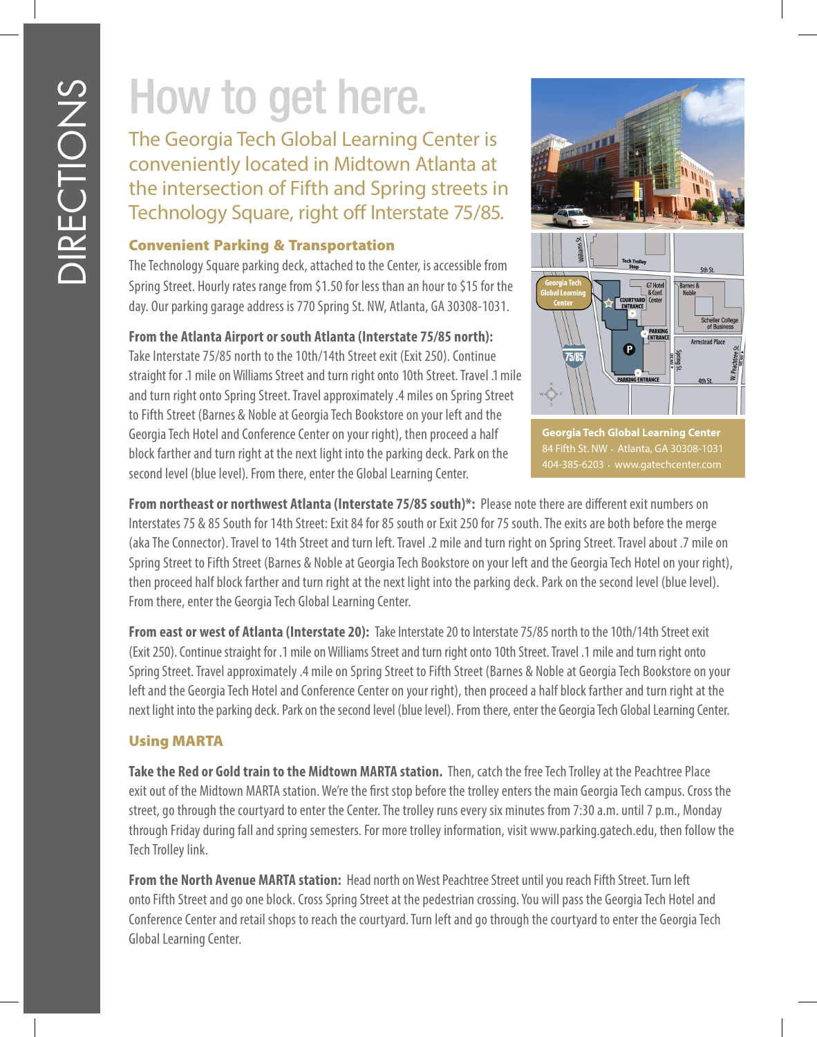# DIRECTIONS

# How to get here.

The Georgia Tech Global Learning Center is conveniently located in Midtown Atlanta at the intersection of Fifth and Spring streets in Technology Square, right off Interstate 75/85.

## Convenient Parking & Transportation

The Technology Square parking deck, attached to the Center, is accessible from Spring Street. Hourly rates range from $1.50 for less than an hour to $15 for the day. Our parking garage address is 770 Spring St. NW, Atlanta, GA 30308-1031.

**From the Atlanta Airport or south Atlanta (Interstate 75/85 north):** Take Interstate 75/85 north to the 10th/14th Street exit (Exit 250). Continue straight for .1 mile on Williams Street and turn right onto 10th Street. Travel .1 mile and turn right onto Spring Street. Travel approximately .4 miles on Spring Street to Fifth Street (Barnes & Noble at Georgia Tech Bookstore on your left and the Georgia Tech Hotel and Conference Center on your right), then proceed a half block farther and turn right at the next light into the parking deck. Park on the second level (blue level). From there, enter the Global Learning Center.

**Georgia Tech Global Learning Center**
84 Fifth St. NW • Atlanta, GA 30308-1031
404-385-6203 • www.gatechcenter.com

**From northeast or northwest Atlanta (Interstate 75/85 south)*:** Please note there are different exit numbers on Interstates 75 & 85 South for 14th Street: Exit 84 for 85 south or Exit 250 for 75 south. The exits are both before the merge (aka The Connector). Travel to 14th Street and turn left. Travel .2 mile and turn right on Spring Street. Travel about .7 mile on Spring Street to Fifth Street (Barnes & Noble at Georgia Tech Bookstore on your left and the Georgia Tech Hotel on your right), then proceed half block farther and turn right at the next light into the parking deck. Park on the second level (blue level). From there, enter the Georgia Tech Global Learning Center.

**From east or west of Atlanta (Interstate 20):** Take Interstate 20 to Interstate 75/85 north to the 10th/14th Street exit (Exit 250). Continue straight for .1 mile on Williams Street and turn right onto 10th Street. Travel .1 mile and turn right onto Spring Street. Travel approximately .4 mile on Spring Street to Fifth Street (Barnes & Noble at Georgia Tech Bookstore on your left and the Georgia Tech Hotel and Conference Center on your right), then proceed a half block farther and turn right at the next light into the parking deck. Park on the second level (blue level). From there, enter the Georgia Tech Global Learning Center.

## Using MARTA

**Take the Red or Gold train to the Midtown MARTA station.** Then, catch the free Tech Trolley at the Peachtree Place exit out of the Midtown MARTA station. We're the first stop before the trolley enters the main Georgia Tech campus. Cross the street, go through the courtyard to enter the Center. The trolley runs every six minutes from 7:30 a.m. until 7 p.m., Monday through Friday during fall and spring semesters. For more trolley information, visit www.parking.gatech.edu, then follow the Tech Trolley link.

**From the North Avenue MARTA station:** Head north on West Peachtree Street until you reach Fifth Street. Turn left onto Fifth Street and go one block. Cross Spring Street at the pedestrian crossing. You will pass the Georgia Tech Hotel and Conference Center and retail shops to reach the courtyard. Turn left and go through the courtyard to enter the Georgia Tech Global Learning Center.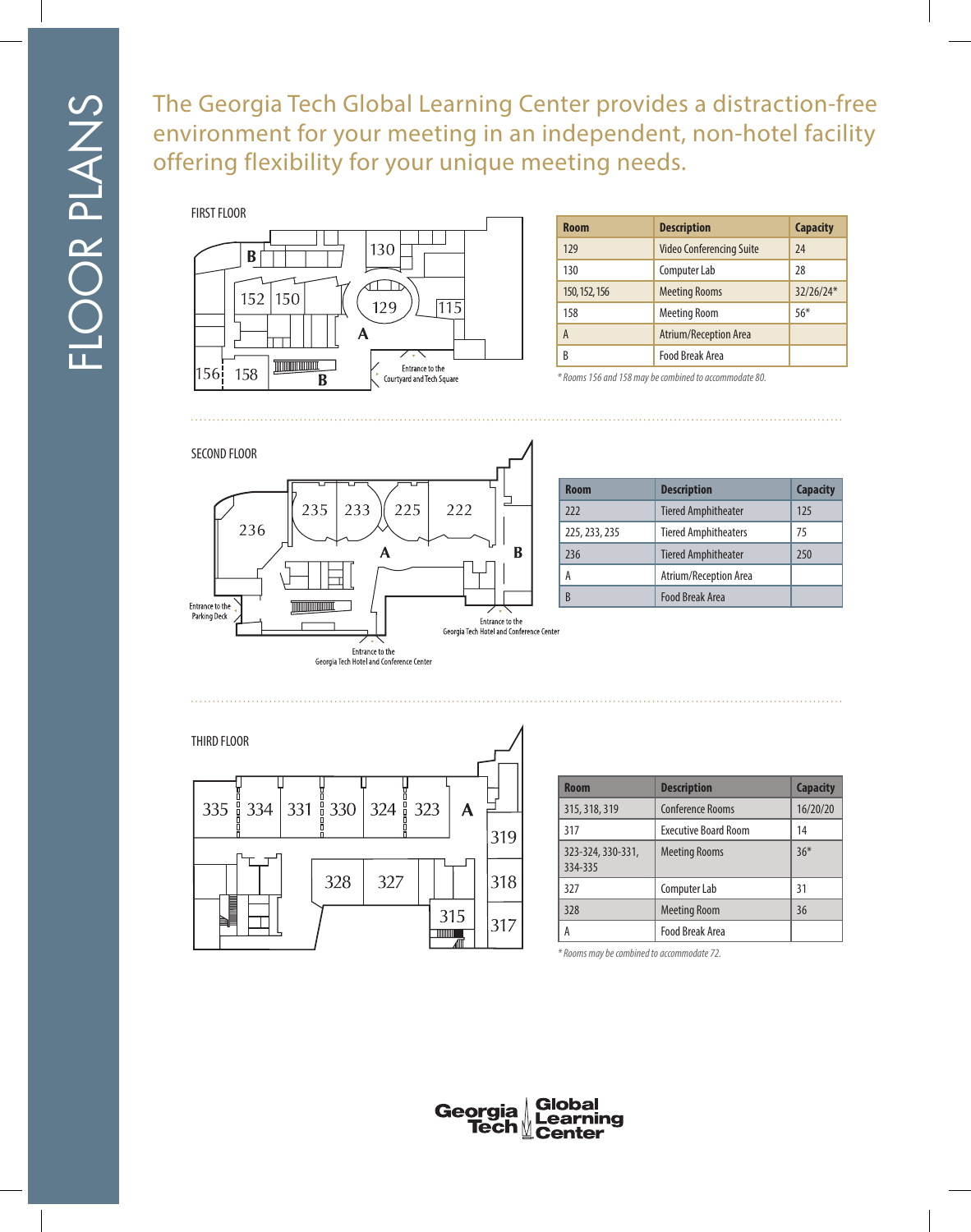# FLOOR PLANS

The Georgia Tech Global Learning Center provides a distraction-free environment for your meeting in an independent, non-hotel facility offering flexibility for your unique meeting needs.

## FIRST FLOOR

B
130
152
150
129
115
A
156
158
B
Entrance to the Courtyard and Tech Square

| Room | Description | Capacity |
|---|---|---|
| 129 | Video Conferencing Suite | 24 |
| 130 | Computer Lab | 28 |
| 150, 152, 156 | Meeting Rooms | 32/26/24* |
| 158 | Meeting Room | 56* |
| A | Atrium/Reception Area | |
| B | Food Break Area | |

*\* Rooms 156 and 158 may be combined to accommodate 80.*

## SECOND FLOOR

236
235
233
225
222
A
B
Entrance to the Parking Deck
Entrance to the Georgia Tech Hotel and Conference Center
Entrance to the Georgia Tech Hotel and Conference Center

| Room | Description | Capacity |
|---|---|---|
| 222 | Tiered Amphitheater | 125 |
| 225, 233, 235 | Tiered Amphitheaters | 75 |
| 236 | Tiered Amphitheater | 250 |
| A | Atrium/Reception Area | |
| B | Food Break Area | |

## THIRD FLOOR

335
334
331
330
324
323
A
319
328
327
318
315
317

| Room | Description | Capacity |
|---|---|---|
| 315, 318, 319 | Conference Rooms | 16/20/20 |
| 317 | Executive Board Room | 14 |
| 323-324, 330-331, 334-335 | Meeting Rooms | 36* |
| 327 | Computer Lab | 31 |
| 328 | Meeting Room | 36 |
| A | Food Break Area | |

*\* Rooms may be combined to accommodate 72.*

Georgia Tech Global Learning Center